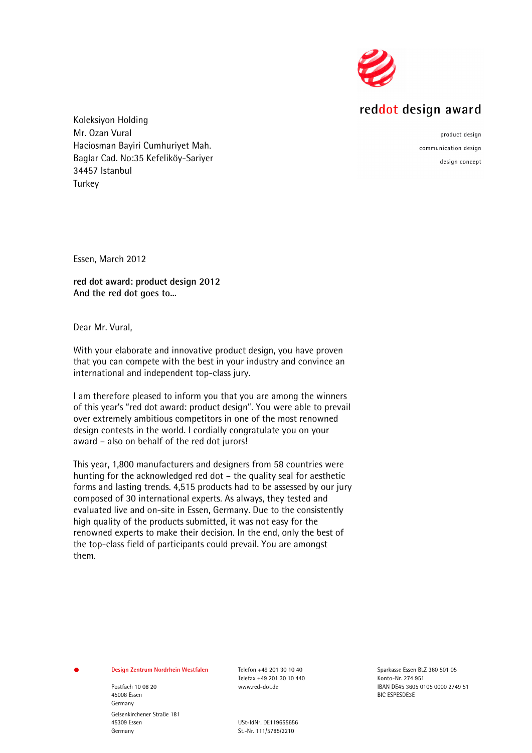reddot design award

product design
communication design
design concept

Koleksiyon Holding
Mr. Ozan Vural
Haciosman Bayiri Cumhuriyet Mah.
Baglar Cad. No:35 Kefeliköy-Sariyer
34457 Istanbul
Turkey

Essen, March 2012

**red dot award: product design 2012**
**And the red dot goes to...**

Dear Mr. Vural,

With your elaborate and innovative product design, you have proven that you can compete with the best in your industry and convince an international and independent top-class jury.

I am therefore pleased to inform you that you are among the winners of this year's "red dot award: product design". You were able to prevail over extremely ambitious competitors in one of the most renowned design contests in the world. I cordially congratulate you on your award – also on behalf of the red dot jurors!

This year, 1,800 manufacturers and designers from 58 countries were hunting for the acknowledged red dot – the quality seal for aesthetic forms and lasting trends. 4,515 products had to be assessed by our jury composed of 30 international experts. As always, they tested and evaluated live and on-site in Essen, Germany. Due to the consistently high quality of the products submitted, it was not easy for the renowned experts to make their decision. In the end, only the best of the top-class field of participants could prevail. You are amongst them.

Design Zentrum Nordrhein Westfalen

Postfach 10 08 20
45008 Essen
Germany

Gelsenkirchener Straße 181
45309 Essen
Germany

Telefon +49 201 30 10 40
Telefax +49 201 30 10 440
www.red-dot.de

USt-IdNr. DE119655656
St.-Nr. 111/5785/2210

Sparkasse Essen BLZ 360 501 05
Konto-Nr. 274 951
IBAN DE45 3605 0105 0000 2749 51
BIC ESPESDE3E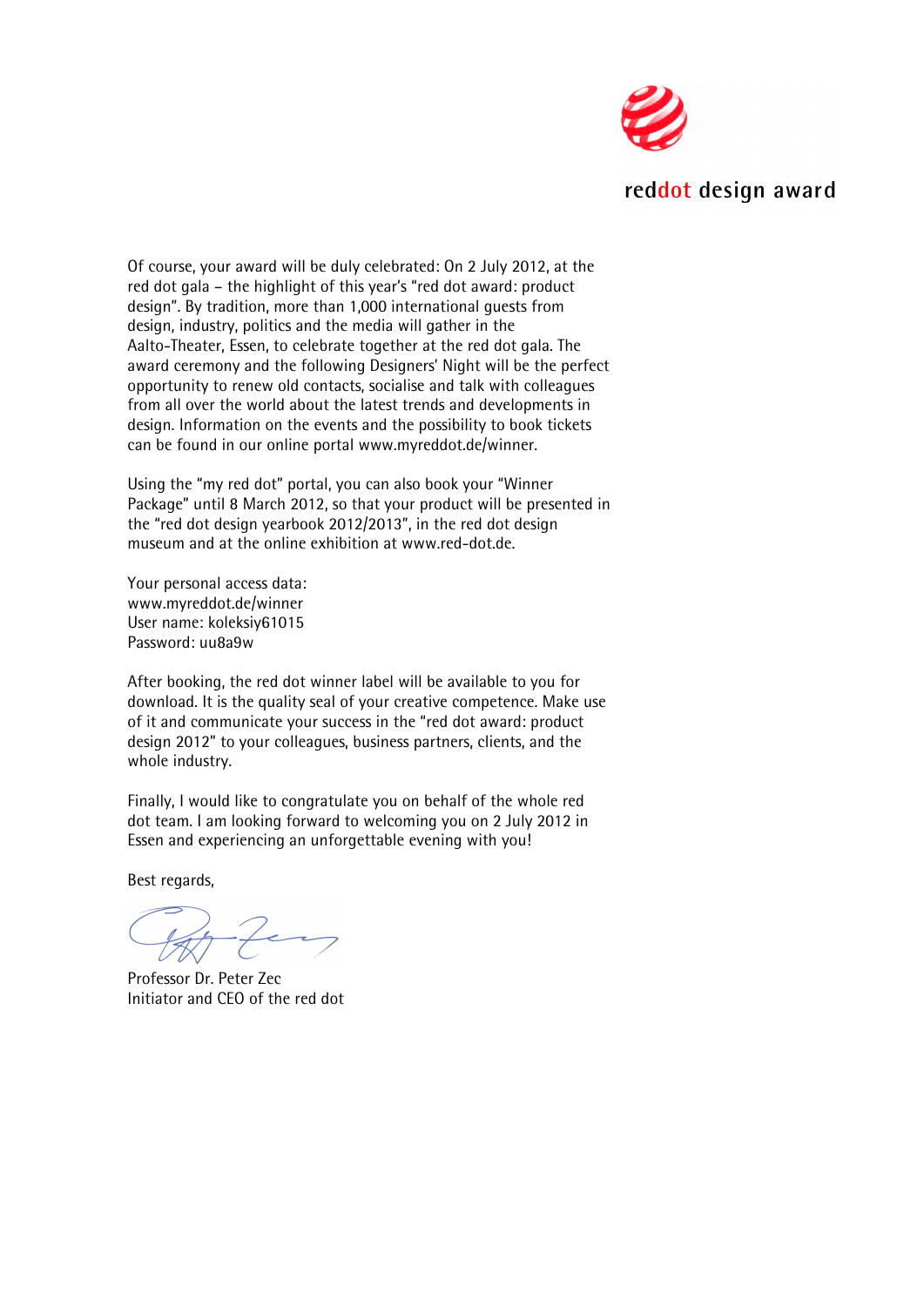Of course, your award will be duly celebrated: On 2 July 2012, at the red dot gala – the highlight of this year's "red dot award: product design". By tradition, more than 1,000 international guests from design, industry, politics and the media will gather in the Aalto-Theater, Essen, to celebrate together at the red dot gala. The award ceremony and the following Designers' Night will be the perfect opportunity to renew old contacts, socialise and talk with colleagues from all over the world about the latest trends and developments in design. Information on the events and the possibility to book tickets can be found in our online portal www.myreddot.de/winner.

Using the "my red dot" portal, you can also book your "Winner Package" until 8 March 2012, so that your product will be presented in the "red dot design yearbook 2012/2013", in the red dot design museum and at the online exhibition at www.red-dot.de.

Your personal access data:
www.myreddot.de/winner
User name: koleksiy61015
Password: uu8a9w

After booking, the red dot winner label will be available to you for download. It is the quality seal of your creative competence. Make use of it and communicate your success in the "red dot award: product design 2012" to your colleagues, business partners, clients, and the whole industry.

Finally, I would like to congratulate you on behalf of the whole red dot team. I am looking forward to welcoming you on 2 July 2012 in Essen and experiencing an unforgettable evening with you!

Best regards,

Professor Dr. Peter Zec
Initiator and CEO of the red dot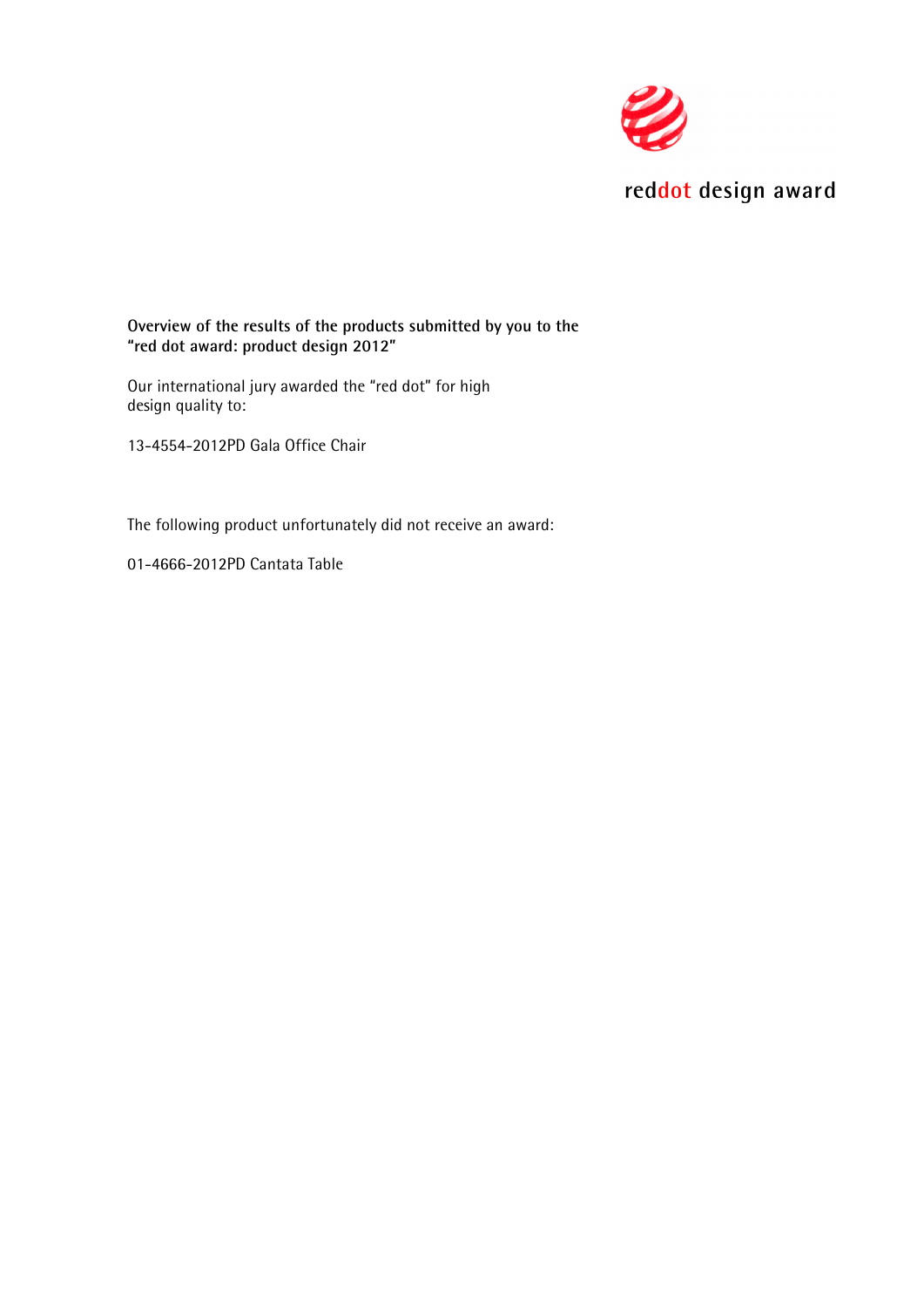reddot design award

**Overview of the results of the products submitted by you to the "red dot award: product design 2012"**

Our international jury awarded the "red dot" for high design quality to:

13-4554-2012PD Gala Office Chair

The following product unfortunately did not receive an award:

01-4666-2012PD Cantata Table